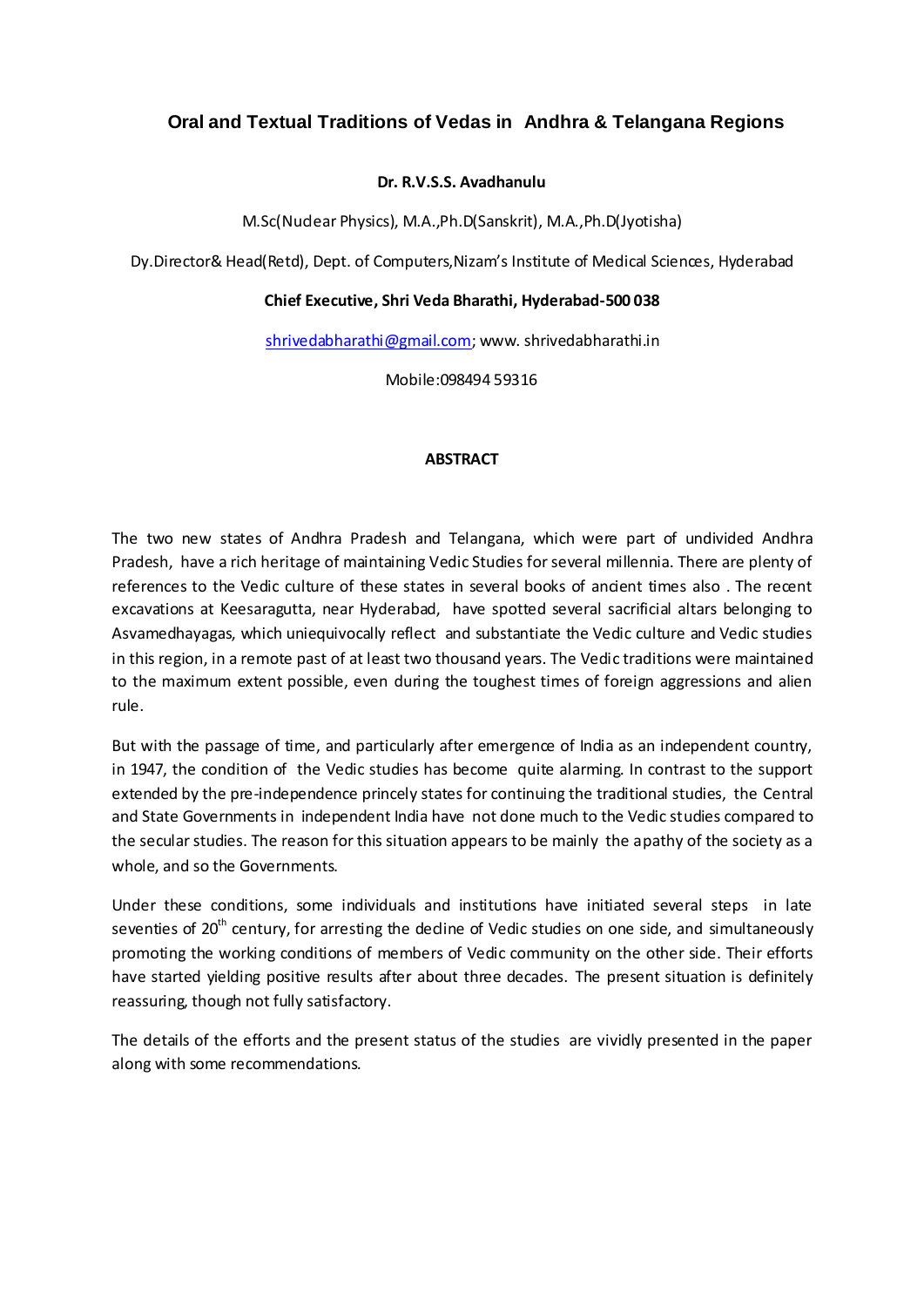# Oral and Textual Traditions of Vedas in Andhra & Telangana Regions

**Dr. R.V.S.S. Avadhanulu**

M.Sc(Nuclear Physics), M.A.,Ph.D(Sanskrit), M.A.,Ph.D(Jyotisha)

Dy.Director& Head(Retd), Dept. of Computers,Nizam's Institute of Medical Sciences, Hyderabad

**Chief Executive, Shri Veda Bharathi, Hyderabad-500 038**

shrivedabharathi@gmail.com; www. shrivedabharathi.in

Mobile:098494 59316

## ABSTRACT

The two new states of Andhra Pradesh and Telangana, which were part of undivided Andhra Pradesh, have a rich heritage of maintaining Vedic Studies for several millennia. There are plenty of references to the Vedic culture of these states in several books of ancient times also . The recent excavations at Keesaragutta, near Hyderabad, have spotted several sacrificial altars belonging to Asvamedhayagas, which uniequivocally reflect and substantiate the Vedic culture and Vedic studies in this region, in a remote past of at least two thousand years. The Vedic traditions were maintained to the maximum extent possible, even during the toughest times of foreign aggressions and alien rule.

But with the passage of time, and particularly after emergence of India as an independent country, in 1947, the condition of the Vedic studies has become quite alarming. In contrast to the support extended by the pre-independence princely states for continuing the traditional studies, the Central and State Governments in independent India have not done much to the Vedic studies compared to the secular studies. The reason for this situation appears to be mainly the apathy of the society as a whole, and so the Governments.

Under these conditions, some individuals and institutions have initiated several steps in late seventies of 20th century, for arresting the decline of Vedic studies on one side, and simultaneously promoting the working conditions of members of Vedic community on the other side. Their efforts have started yielding positive results after about three decades. The present situation is definitely reassuring, though not fully satisfactory.

The details of the efforts and the present status of the studies are vividly presented in the paper along with some recommendations.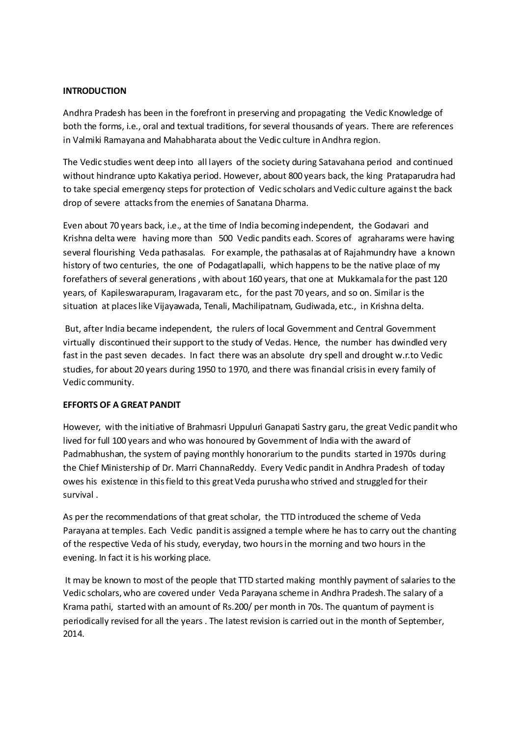**INTRODUCTION**

Andhra Pradesh has been in the forefront in preserving and propagating the Vedic Knowledge of both the forms, i.e., oral and textual traditions, for several thousands of years. There are references in Valmiki Ramayana and Mahabharata about the Vedic culture in Andhra region.

The Vedic studies went deep into all layers of the society during Satavahana period and continued without hindrance upto Kakatiya period. However, about 800 years back, the king Prataparudra had to take special emergency steps for protection of Vedic scholars and Vedic culture against the back drop of severe attacks from the enemies of Sanatana Dharma.

Even about 70 years back, i.e., at the time of India becoming independent, the Godavari and Krishna delta were having more than 500 Vedic pandits each. Scores of agraharams were having several flourishing Veda pathasalas. For example, the pathasalas at of Rajahmundry have a known history of two centuries, the one of Podagatlapalli, which happens to be the native place of my forefathers of several generations , with about 160 years, that one at Mukkamala for the past 120 years, of Kapileswarapuram, Iragavaram etc., for the past 70 years, and so on. Similar is the situation at places like Vijayawada, Tenali, Machilipatnam, Gudiwada, etc., in Krishna delta.

But, after India became independent, the rulers of local Government and Central Government virtually discontinued their support to the study of Vedas. Hence, the number has dwindled very fast in the past seven decades. In fact there was an absolute dry spell and drought w.r.to Vedic studies, for about 20 years during 1950 to 1970, and there was financial crisis in every family of Vedic community.

**EFFORTS OF A GREAT PANDIT**

However, with the initiative of Brahmasri Uppuluri Ganapati Sastry garu, the great Vedic pandit who lived for full 100 years and who was honoured by Government of India with the award of Padmabhushan, the system of paying monthly honorarium to the pundits started in 1970s during the Chief Ministership of Dr. Marri ChannaReddy. Every Vedic pandit in Andhra Pradesh of today owes his existence in this field to this great Veda purusha who strived and struggled for their survival .

As per the recommendations of that great scholar, the TTD introduced the scheme of Veda Parayana at temples. Each Vedic pandit is assigned a temple where he has to carry out the chanting of the respective Veda of his study, everyday, two hours in the morning and two hours in the evening. In fact it is his working place.

It may be known to most of the people that TTD started making monthly payment of salaries to the Vedic scholars, who are covered under Veda Parayana scheme in Andhra Pradesh. The salary of a Krama pathi, started with an amount of Rs.200/ per month in 70s. The quantum of payment is periodically revised for all the years . The latest revision is carried out in the month of September, 2014.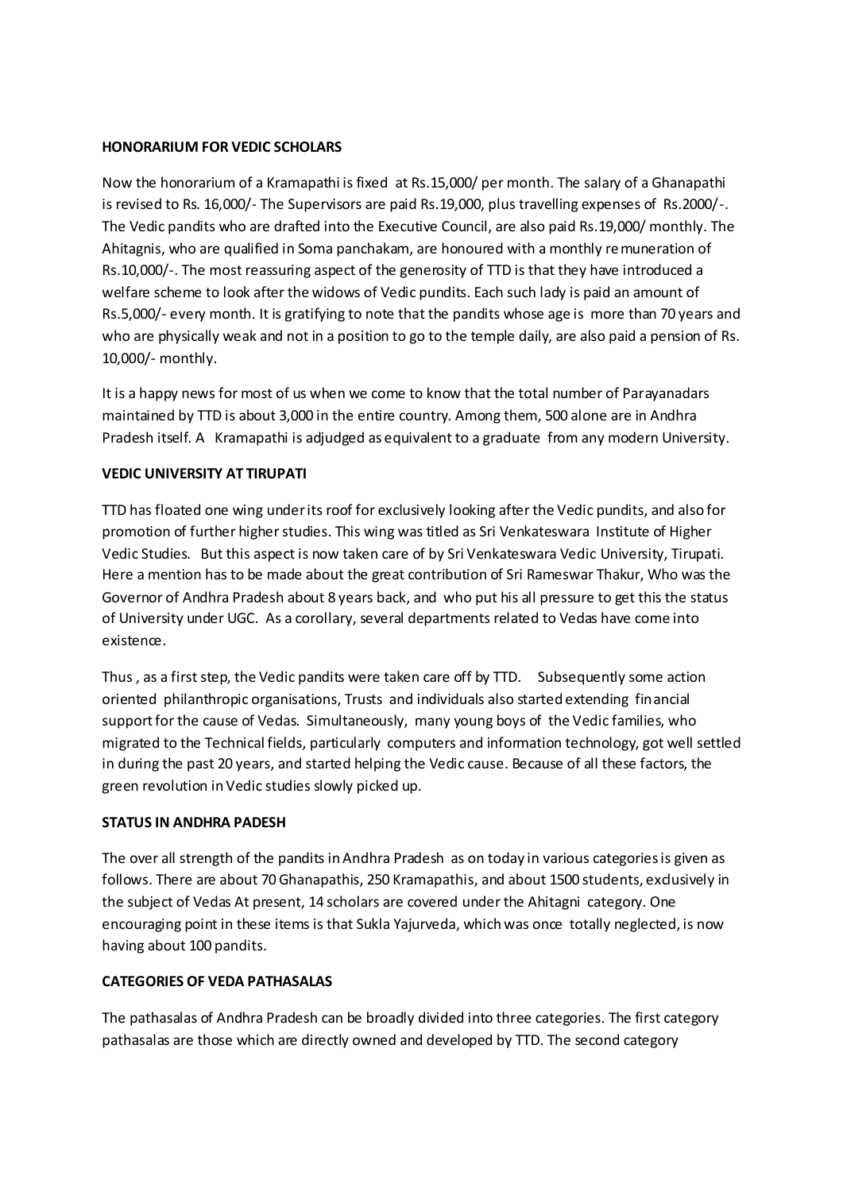**HONORARIUM FOR VEDIC SCHOLARS**

Now the honorarium of a Kramapathi is fixed at Rs.15,000/ per month. The salary of a Ghanapathi is revised to Rs. 16,000/- The Supervisors are paid Rs.19,000, plus travelling expenses of Rs.2000/-. The Vedic pandits who are drafted into the Executive Council, are also paid Rs.19,000/ monthly. The Ahitagnis, who are qualified in Soma panchakam, are honoured with a monthly remuneration of Rs.10,000/-. The most reassuring aspect of the generosity of TTD is that they have introduced a welfare scheme to look after the widows of Vedic pundits. Each such lady is paid an amount of Rs.5,000/- every month. It is gratifying to note that the pandits whose age is more than 70 years and who are physically weak and not in a position to go to the temple daily, are also paid a pension of Rs. 10,000/- monthly.

It is a happy news for most of us when we come to know that the total number of Parayanadars maintained by TTD is about 3,000 in the entire country. Among them, 500 alone are in Andhra Pradesh itself. A Kramapathi is adjudged as equivalent to a graduate from any modern University.

**VEDIC UNIVERSITY AT TIRUPATI**

TTD has floated one wing under its roof for exclusively looking after the Vedic pundits, and also for promotion of further higher studies. This wing was titled as Sri Venkateswara Institute of Higher Vedic Studies. But this aspect is now taken care of by Sri Venkateswara Vedic University, Tirupati. Here a mention has to be made about the great contribution of Sri Rameswar Thakur, Who was the Governor of Andhra Pradesh about 8 years back, and who put his all pressure to get this the status of University under UGC. As a corollary, several departments related to Vedas have come into existence.

Thus , as a first step, the Vedic pandits were taken care off by TTD. Subsequently some action oriented philanthropic organisations, Trusts and individuals also started extending financial support for the cause of Vedas. Simultaneously, many young boys of the Vedic families, who migrated to the Technical fields, particularly computers and information technology, got well settled in during the past 20 years, and started helping the Vedic cause. Because of all these factors, the green revolution in Vedic studies slowly picked up.

**STATUS IN ANDHRA PADESH**

The over all strength of the pandits in Andhra Pradesh as on today in various categories is given as follows. There are about 70 Ghanapathis, 250 Kramapathis, and about 1500 students, exclusively in the subject of Vedas At present, 14 scholars are covered under the Ahitagni category. One encouraging point in these items is that Sukla Yajurveda, which was once totally neglected, is now having about 100 pandits.

**CATEGORIES OF VEDA PATHASALAS**

The pathasalas of Andhra Pradesh can be broadly divided into three categories. The first category pathasalas are those which are directly owned and developed by TTD. The second category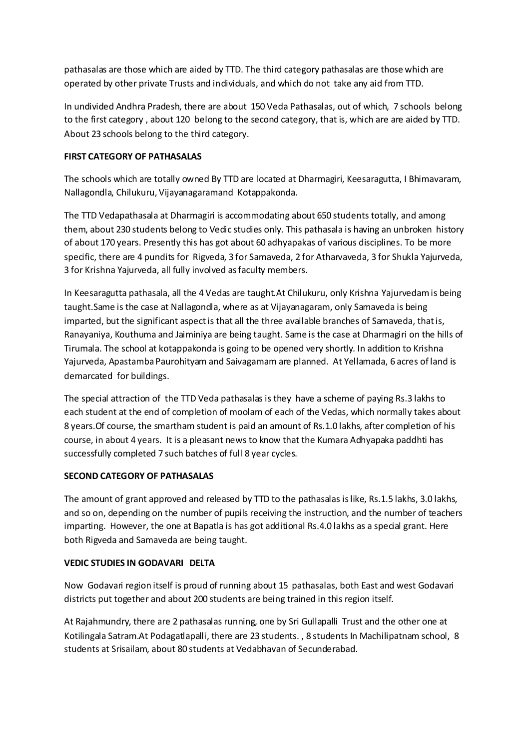pathasalas are those which are aided by TTD. The third category pathasalas are those which are operated by other private Trusts and individuals, and which do not take any aid from TTD.

In undivided Andhra Pradesh, there are about 150 Veda Pathasalas, out of which, 7 schools belong to the first category , about 120 belong to the second category, that is, which are are aided by TTD. About 23 schools belong to the third category.

**FIRST CATEGORY OF PATHASALAS**

The schools which are totally owned By TTD are located at Dharmagiri, Keesaragutta, I Bhimavaram, Nallagondla, Chilukuru, Vijayanagaramand Kotappakonda.

The TTD Vedapathasala at Dharmagiri is accommodating about 650 students totally, and among them, about 230 students belong to Vedic studies only. This pathasala is having an unbroken history of about 170 years. Presently this has got about 60 adhyapakas of various disciplines. To be more specific, there are 4 pundits for Rigveda, 3 for Samaveda, 2 for Atharvaveda, 3 for Shukla Yajurveda, 3 for Krishna Yajurveda, all fully involved as faculty members.

In Keesaragutta pathasala, all the 4 Vedas are taught.At Chilukuru, only Krishna Yajurvedam is being taught.Same is the case at Nallagondla, where as at Vijayanagaram, only Samaveda is being imparted, but the significant aspect is that all the three available branches of Samaveda, that is, Ranayaniya, Kouthuma and Jaiminiya are being taught. Same is the case at Dharmagiri on the hills of Tirumala. The school at kotappakonda is going to be opened very shortly. In addition to Krishna Yajurveda, Apastamba Paurohityam and Saivagamam are planned. At Yellamada, 6 acres of land is demarcated for buildings.

The special attraction of the TTD Veda pathasalas is they have a scheme of paying Rs.3 lakhs to each student at the end of completion of moolam of each of the Vedas, which normally takes about 8 years.Of course, the smartham student is paid an amount of Rs.1.0 lakhs, after completion of his course, in about 4 years. It is a pleasant news to know that the Kumara Adhyapaka paddhti has successfully completed 7 such batches of full 8 year cycles.

**SECOND CATEGORY OF PATHASALAS**

The amount of grant approved and released by TTD to the pathasalas is like, Rs.1.5 lakhs, 3.0 lakhs, and so on, depending on the number of pupils receiving the instruction, and the number of teachers imparting. However, the one at Bapatla is has got additional Rs.4.0 lakhs as a special grant. Here both Rigveda and Samaveda are being taught.

**VEDIC STUDIES IN GODAVARI DELTA**

Now Godavari region itself is proud of running about 15 pathasalas, both East and west Godavari districts put together and about 200 students are being trained in this region itself.

At Rajahmundry, there are 2 pathasalas running, one by Sri Gullapalli Trust and the other one at Kotilingala Satram.At Podagatlapalli, there are 23 students. , 8 students In Machilipatnam school, 8 students at Srisailam, about 80 students at Vedabhavan of Secunderabad.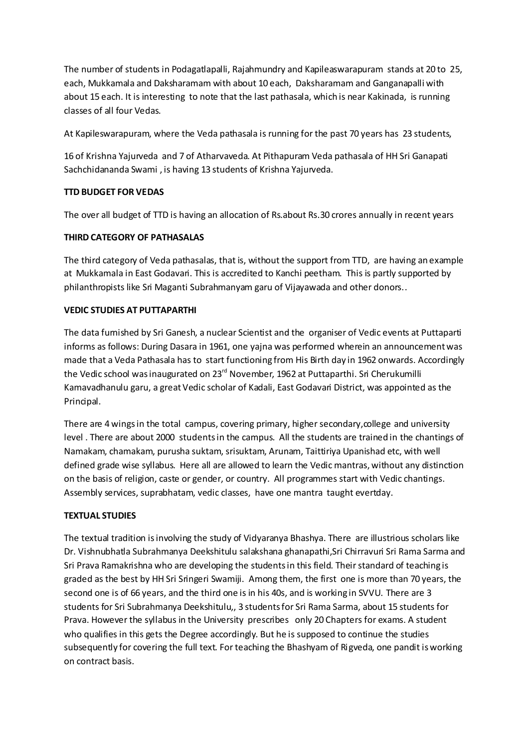The number of students in Podagatlapalli, Rajahmundry and Kapileaswarapuram stands at 20 to 25, each, Mukkamala and Daksharamam with about 10 each, Daksharamam and Ganganapalli with about 15 each. It is interesting to note that the last pathasala, which is near Kakinada, is running classes of all four Vedas.

At Kapileswarapuram, where the Veda pathasala is running for the past 70 years has 23 students,

16 of Krishna Yajurveda and 7 of Atharvaveda. At Pithapuram Veda pathasala of HH Sri Ganapati Sachchidananda Swami , is having 13 students of Krishna Yajurveda.

**TTD BUDGET FOR VEDAS**

The over all budget of TTD is having an allocation of Rs.about Rs.30 crores annually in recent years

**THIRD CATEGORY OF PATHASALAS**

The third category of Veda pathasalas, that is, without the support from TTD, are having an example at Mukkamala in East Godavari. This is accredited to Kanchi peetham. This is partly supported by philanthropists like Sri Maganti Subrahmanyam garu of Vijayawada and other donors..

**VEDIC STUDIES AT PUTTAPARTHI**

The data furnished by Sri Ganesh, a nuclear Scientist and the organiser of Vedic events at Puttaparti informs as follows: During Dasara in 1961, one yajna was performed wherein an announcement was made that a Veda Pathasala has to start functioning from His Birth day in 1962 onwards. Accordingly the Vedic school was inaugurated on 23rd November, 1962 at Puttaparthi. Sri Cherukumilli Kamavadhanulu garu, a great Vedic scholar of Kadali, East Godavari District, was appointed as the Principal.

There are 4 wings in the total campus, covering primary, higher secondary,college and university level . There are about 2000 students in the campus. All the students are trained in the chantings of Namakam, chamakam, purusha suktam, srisuktam, Arunam, Taittiriya Upanishad etc, with well defined grade wise syllabus. Here all are allowed to learn the Vedic mantras, without any distinction on the basis of religion, caste or gender, or country. All programmes start with Vedic chantings. Assembly services, suprabhatam, vedic classes, have one mantra taught evertday.

**TEXTUAL STUDIES**

The textual tradition is involving the study of Vidyaranya Bhashya. There are illustrious scholars like Dr. Vishnubhatla Subrahmanya Deekshitulu salakshana ghanapathi,Sri Chirravuri Sri Rama Sarma and Sri Prava Ramakrishna who are developing the students in this field. Their standard of teaching is graded as the best by HH Sri Sringeri Swamiji. Among them, the first one is more than 70 years, the second one is of 66 years, and the third one is in his 40s, and is working in SVVU. There are 3 students for Sri Subrahmanya Deekshitulu,, 3 students for Sri Rama Sarma, about 15 students for Prava. However the syllabus in the University prescribes only 20 Chapters for exams. A student who qualifies in this gets the Degree accordingly. But he is supposed to continue the studies subsequently for covering the full text. For teaching the Bhashyam of Rigveda, one pandit is working on contract basis.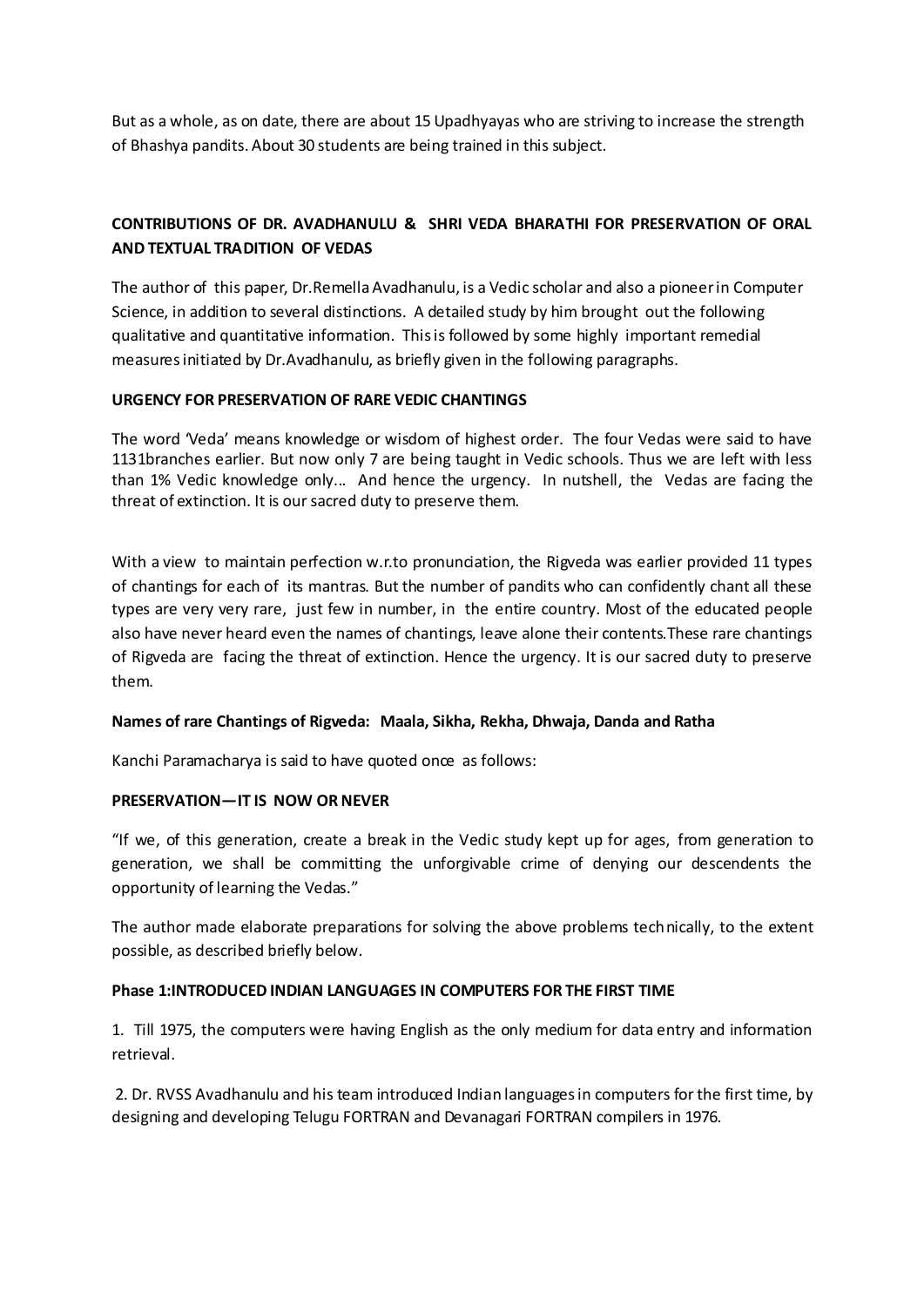But as a whole, as on date, there are about 15 Upadhyayas who are striving to increase the strength of Bhashya pandits. About 30 students are being trained in this subject.

## CONTRIBUTIONS OF DR. AVADHANULU & SHRI VEDA BHARATHI FOR PRESERVATION OF ORAL AND TEXTUAL TRADITION OF VEDAS

The author of this paper, Dr.Remella Avadhanulu, is a Vedic scholar and also a pioneer in Computer Science, in addition to several distinctions. A detailed study by him brought out the following qualitative and quantitative information. This is followed by some highly important remedial measures initiated by Dr.Avadhanulu, as briefly given in the following paragraphs.

### URGENCY FOR PRESERVATION OF RARE VEDIC CHANTINGS

The word 'Veda' means knowledge or wisdom of highest order. The four Vedas were said to have 1131branches earlier. But now only 7 are being taught in Vedic schools. Thus we are left with less than 1% Vedic knowledge only... And hence the urgency. In nutshell, the Vedas are facing the threat of extinction. It is our sacred duty to preserve them.

With a view to maintain perfection w.r.to pronunciation, the Rigveda was earlier provided 11 types of chantings for each of its mantras. But the number of pandits who can confidently chant all these types are very very rare, just few in number, in the entire country. Most of the educated people also have never heard even the names of chantings, leave alone their contents.These rare chantings of Rigveda are facing the threat of extinction. Hence the urgency. It is our sacred duty to preserve them.

**Names of rare Chantings of Rigveda: Maala, Sikha, Rekha, Dhwaja, Danda and Ratha**

Kanchi Paramacharya is said to have quoted once as follows:

### PRESERVATION—IT IS NOW OR NEVER

"If we, of this generation, create a break in the Vedic study kept up for ages, from generation to generation, we shall be committing the unforgivable crime of denying our descendents the opportunity of learning the Vedas."

The author made elaborate preparations for solving the above problems technically, to the extent possible, as described briefly below.

### Phase 1:INTRODUCED INDIAN LANGUAGES IN COMPUTERS FOR THE FIRST TIME

1. Till 1975, the computers were having English as the only medium for data entry and information retrieval.

2. Dr. RVSS Avadhanulu and his team introduced Indian languages in computers for the first time, by designing and developing Telugu FORTRAN and Devanagari FORTRAN compilers in 1976.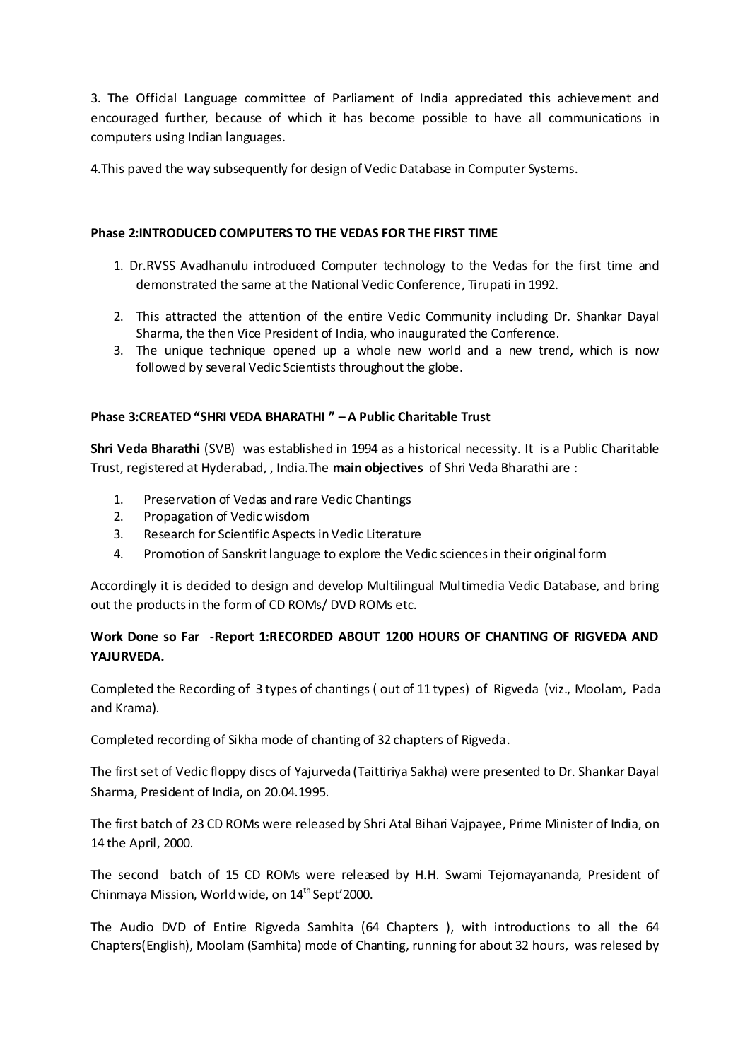3. The Official Language committee of Parliament of India appreciated this achievement and encouraged further, because of which it has become possible to have all communications in computers using Indian languages.

4.This paved the way subsequently for design of Vedic Database in Computer Systems.

**Phase 2:INTRODUCED COMPUTERS TO THE VEDAS FOR THE FIRST TIME**

1. Dr.RVSS Avadhanulu introduced Computer technology to the Vedas for the first time and demonstrated the same at the National Vedic Conference, Tirupati in 1992.
2. This attracted the attention of the entire Vedic Community including Dr. Shankar Dayal Sharma, the then Vice President of India, who inaugurated the Conference.
3. The unique technique opened up a whole new world and a new trend, which is now followed by several Vedic Scientists throughout the globe.

**Phase 3:CREATED "SHRI VEDA BHARATHI " – A Public Charitable Trust**

**Shri Veda Bharathi** (SVB) was established in 1994 as a historical necessity. It is a Public Charitable Trust, registered at Hyderabad, , India.The **main objectives** of Shri Veda Bharathi are :

1. Preservation of Vedas and rare Vedic Chantings
2. Propagation of Vedic wisdom
3. Research for Scientific Aspects in Vedic Literature
4. Promotion of Sanskrit language to explore the Vedic sciences in their original form

Accordingly it is decided to design and develop Multilingual Multimedia Vedic Database, and bring out the products in the form of CD ROMs/ DVD ROMs etc.

**Work Done so Far -Report 1:RECORDED ABOUT 1200 HOURS OF CHANTING OF RIGVEDA AND YAJURVEDA.**

Completed the Recording of 3 types of chantings ( out of 11 types) of Rigveda (viz., Moolam, Pada and Krama).

Completed recording of Sikha mode of chanting of 32 chapters of Rigveda.

The first set of Vedic floppy discs of Yajurveda (Taittiriya Sakha) were presented to Dr. Shankar Dayal Sharma, President of India, on 20.04.1995.

The first batch of 23 CD ROMs were released by Shri Atal Bihari Vajpayee, Prime Minister of India, on 14 the April, 2000.

The second batch of 15 CD ROMs were released by H.H. Swami Tejomayananda, President of Chinmaya Mission, World wide, on 14th Sept'2000.

The Audio DVD of Entire Rigveda Samhita (64 Chapters ), with introductions to all the 64 Chapters(English), Moolam (Samhita) mode of Chanting, running for about 32 hours, was relesed by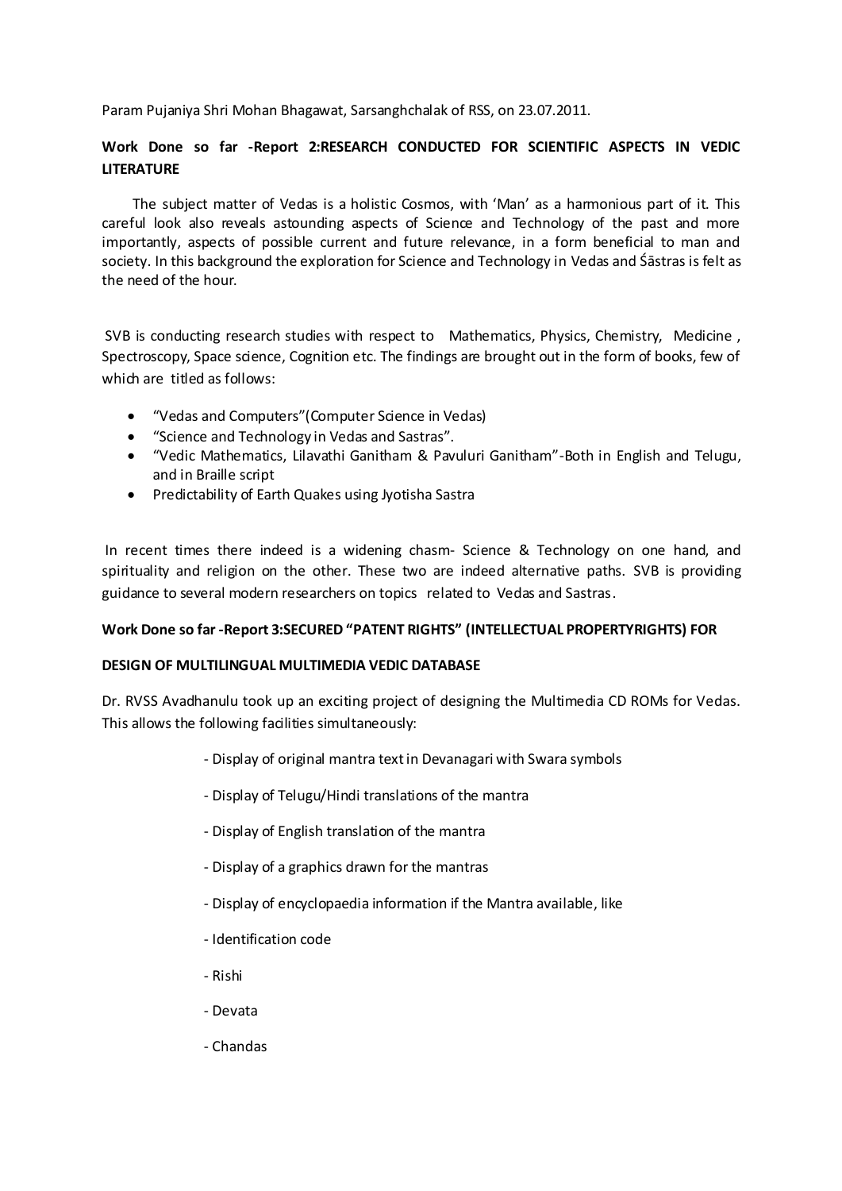Param Pujaniya Shri Mohan Bhagawat, Sarsanghchalak of RSS, on 23.07.2011.

**Work Done so far -Report 2:RESEARCH CONDUCTED FOR SCIENTIFIC ASPECTS IN VEDIC LITERATURE**

The subject matter of Vedas is a holistic Cosmos, with 'Man' as a harmonious part of it. This careful look also reveals astounding aspects of Science and Technology of the past and more importantly, aspects of possible current and future relevance, in a form beneficial to man and society. In this background the exploration for Science and Technology in Vedas and Śāstras is felt as the need of the hour.

SVB is conducting research studies with respect to Mathematics, Physics, Chemistry, Medicine , Spectroscopy, Space science, Cognition etc. The findings are brought out in the form of books, few of which are titled as follows:

- "Vedas and Computers"(Computer Science in Vedas)
- "Science and Technology in Vedas and Sastras".
- "Vedic Mathematics, Lilavathi Ganitham & Pavuluri Ganitham"-Both in English and Telugu, and in Braille script
- Predictability of Earth Quakes using Jyotisha Sastra

In recent times there indeed is a widening chasm- Science & Technology on one hand, and spirituality and religion on the other. These two are indeed alternative paths. SVB is providing guidance to several modern researchers on topics related to Vedas and Sastras.

**Work Done so far -Report 3:SECURED "PATENT RIGHTS" (INTELLECTUAL PROPERTYRIGHTS) FOR DESIGN OF MULTILINGUAL MULTIMEDIA VEDIC DATABASE**

Dr. RVSS Avadhanulu took up an exciting project of designing the Multimedia CD ROMs for Vedas. This allows the following facilities simultaneously:

- Display of original mantra text in Devanagari with Swara symbols
- Display of Telugu/Hindi translations of the mantra
- Display of English translation of the mantra
- Display of a graphics drawn for the mantras
- Display of encyclopaedia information if the Mantra available, like
- Identification code
- Rishi
- Devata
- Chandas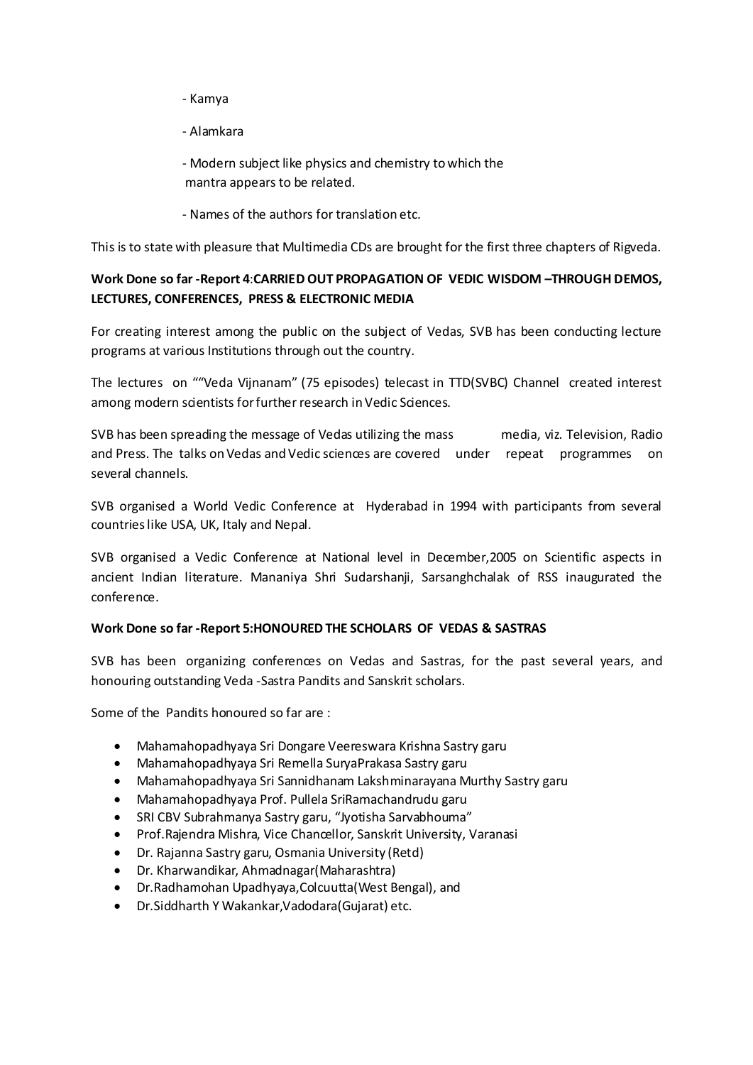- Kamya

- Alamkara

- Modern subject like physics and chemistry to which the mantra appears to be related.

- Names of the authors for translation etc.

This is to state with pleasure that Multimedia CDs are brought for the first three chapters of Rigveda.

**Work Done so far -Report 4**:**CARRIED OUT PROPAGATION OF VEDIC WISDOM –THROUGH DEMOS, LECTURES, CONFERENCES, PRESS & ELECTRONIC MEDIA**

For creating interest among the public on the subject of Vedas, SVB has been conducting lecture programs at various Institutions through out the country.

The lectures on ""Veda Vijnanam" (75 episodes) telecast in TTD(SVBC) Channel created interest among modern scientists for further research in Vedic Sciences.

SVB has been spreading the message of Vedas utilizing the mass media, viz. Television, Radio and Press. The talks on Vedas and Vedic sciences are covered under repeat programmes on several channels.

SVB organised a World Vedic Conference at Hyderabad in 1994 with participants from several countries like USA, UK, Italy and Nepal.

SVB organised a Vedic Conference at National level in December,2005 on Scientific aspects in ancient Indian literature. Mananiya Shri Sudarshanji, Sarsanghchalak of RSS inaugurated the conference.

**Work Done so far -Report 5:HONOURED THE SCHOLARS OF VEDAS & SASTRAS**

SVB has been organizing conferences on Vedas and Sastras, for the past several years, and honouring outstanding Veda -Sastra Pandits and Sanskrit scholars.

Some of the Pandits honoured so far are :

- Mahamahopadhyaya Sri Dongare Veereswara Krishna Sastry garu
- Mahamahopadhyaya Sri Remella SuryaPrakasa Sastry garu
- Mahamahopadhyaya Sri Sannidhanam Lakshminarayana Murthy Sastry garu
- Mahamahopadhyaya Prof. Pullela SriRamachandrudu garu
- SRI CBV Subrahmanya Sastry garu, "Jyotisha Sarvabhouma"
- Prof.Rajendra Mishra, Vice Chancellor, Sanskrit University, Varanasi
- Dr. Rajanna Sastry garu, Osmania University (Retd)
- Dr. Kharwandikar, Ahmadnagar(Maharashtra)
- Dr.Radhamohan Upadhyaya,Colcuutta(West Bengal), and
- Dr.Siddharth Y Wakankar,Vadodara(Gujarat) etc.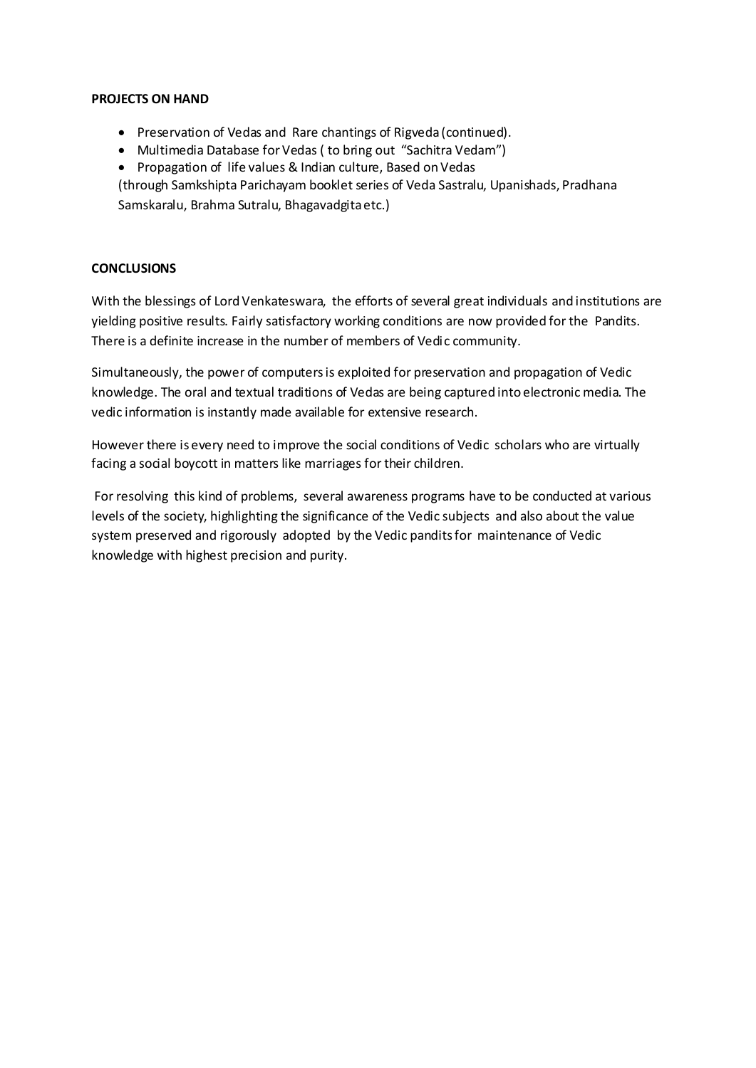**PROJECTS ON HAND**

- Preservation of Vedas and Rare chantings of Rigveda (continued).
- Multimedia Database for Vedas ( to bring out "Sachitra Vedam")
- Propagation of life values & Indian culture, Based on Vedas
  (through Samkshipta Parichayam booklet series of Veda Sastralu, Upanishads, Pradhana Samskaralu, Brahma Sutralu, Bhagavadgita etc.)

**CONCLUSIONS**

With the blessings of Lord Venkateswara, the efforts of several great individuals and institutions are yielding positive results. Fairly satisfactory working conditions are now provided for the Pandits. There is a definite increase in the number of members of Vedic community.

Simultaneously, the power of computers is exploited for preservation and propagation of Vedic knowledge. The oral and textual traditions of Vedas are being captured into electronic media. The vedic information is instantly made available for extensive research.

However there is every need to improve the social conditions of Vedic scholars who are virtually facing a social boycott in matters like marriages for their children.

For resolving this kind of problems, several awareness programs have to be conducted at various levels of the society, highlighting the significance of the Vedic subjects and also about the value system preserved and rigorously adopted by the Vedic pandits for maintenance of Vedic knowledge with highest precision and purity.